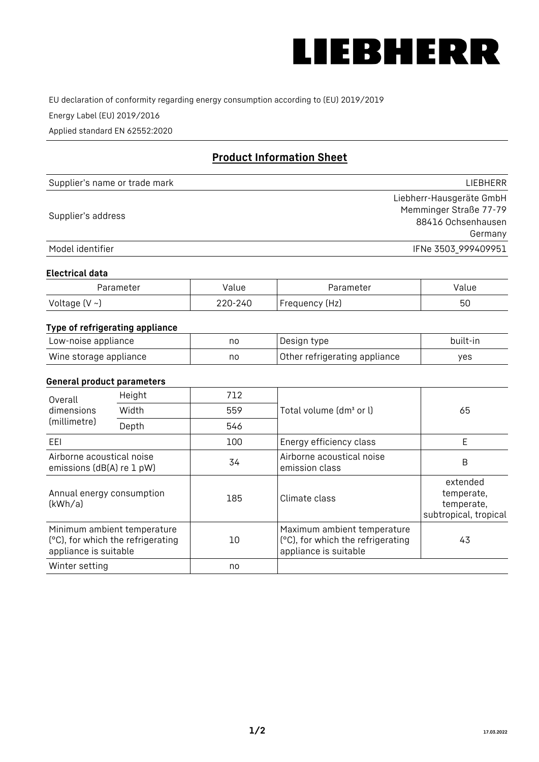LIEBHERR

EU declaration of conformity regarding energy consumption according to (EU) 2019/2019

Energy Label (EU) 2019/2016

Applied standard EN 62552:2020

## Product Information Sheet

| | |
|---|---|
| Supplier's name or trade mark | LIEBHERR |
| Supplier's address | Liebherr-Hausgeräte GmbH<br>Memminger Straße 77-79<br>88416 Ochsenhausen<br>Germany |
| Model identifier | IFNe 3503_999409951 |

### Electrical data

| Parameter | Value | Parameter | Value |
|---|---|---|---|
| Voltage (V ~) | 220-240 | Frequency (Hz) | 50 |

### Type of refrigerating appliance

| | | | |
|---|---|---|---|
| Low-noise appliance | no | Design type | built-in |
| Wine storage appliance | no | Other refrigerating appliance | yes |

### General product parameters

| | | | | |
|---|---|---|---|---|
| Overall dimensions (millimetre) | Height | 712 | Total volume (dm³ or l) | 65 |
| | Width | 559 | | |
| | Depth | 546 | | |
| EEI | | 100 | Energy efficiency class | E |
| Airborne acoustical noise emissions (dB(A) re 1 pW) | | 34 | Airborne acoustical noise emission class | B |
| Annual energy consumption (kWh/a) | | 185 | Climate class | extended temperate, temperate, subtropical, tropical |
| Minimum ambient temperature (°C), for which the refrigerating appliance is suitable | | 10 | Maximum ambient temperature (°C), for which the refrigerating appliance is suitable | 43 |
| Winter setting | | no | | |

17.03.2022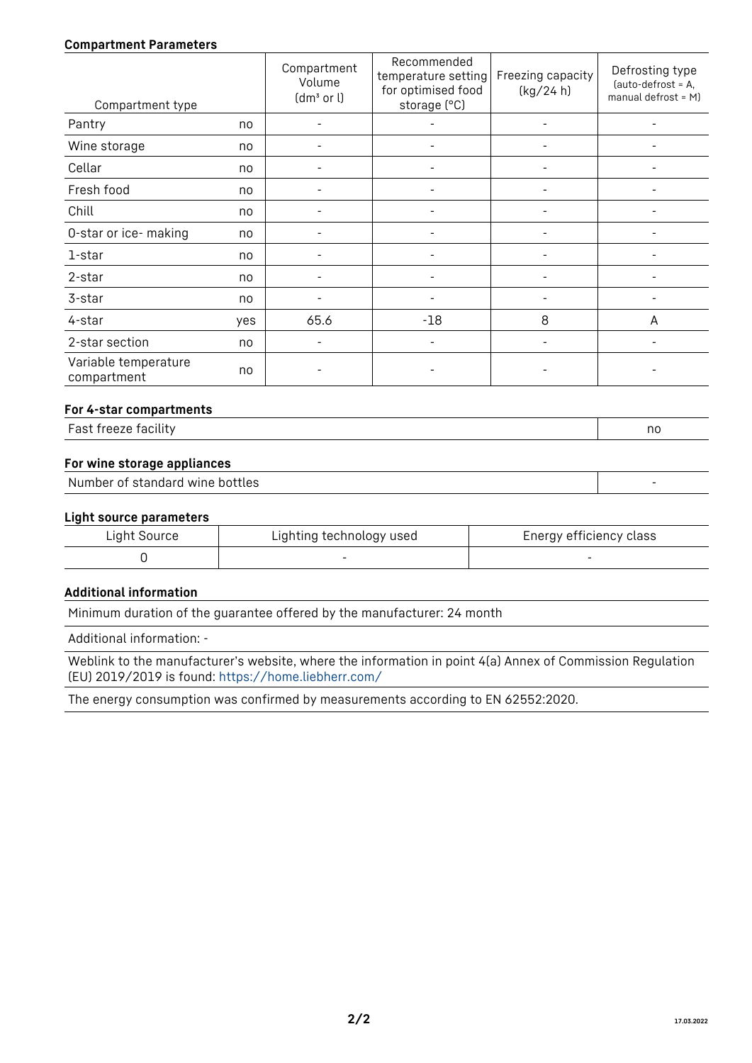### Compartment Parameters

| Compartment type | | Compartment Volume (dm³ or l) | Recommended temperature setting for optimised food storage (°C) | Freezing capacity (kg/24 h) | Defrosting type (auto-defrost = A, manual defrost = M) |
|---|---|---|---|---|---|
| Pantry | no | - | - | - | - |
| Wine storage | no | - | - | - | - |
| Cellar | no | - | - | - | - |
| Fresh food | no | - | - | - | - |
| Chill | no | - | - | - | - |
| 0-star or ice- making | no | - | - | - | - |
| 1-star | no | - | - | - | - |
| 2-star | no | - | - | - | - |
| 3-star | no | - | - | - | - |
| 4-star | yes | 65.6 | -18 | 8 | A |
| 2-star section | no | - | - | - | - |
| Variable temperature compartment | no | - | - | - | - |

### For 4-star compartments

| | |
|---|---|
| Fast freeze facility | no |

### For wine storage appliances

| | |
|---|---|
| Number of standard wine bottles | - |

### Light source parameters

| Light Source | Lighting technology used | Energy efficiency class |
|---|---|---|
| 0 | - | - |

### Additional information

Minimum duration of the guarantee offered by the manufacturer: 24 month

Additional information: -

Weblink to the manufacturer's website, where the information in point 4(a) Annex of Commission Regulation (EU) 2019/2019 is found: https://home.liebherr.com/

The energy consumption was confirmed by measurements according to EN 62552:2020.

17.03.2022